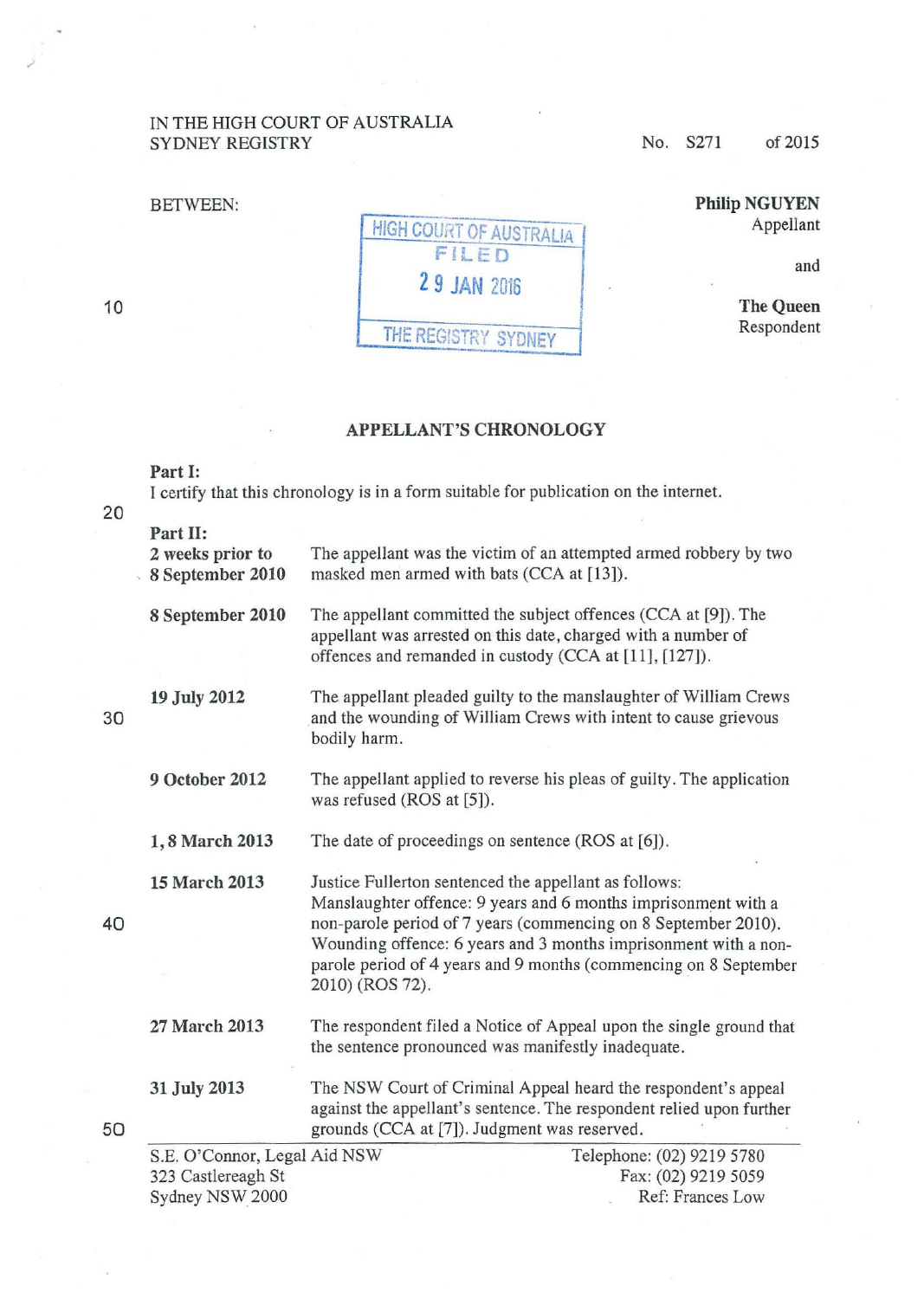IN THE HIGH COURT OF AUSTRALIA
SYDNEY REGISTRY

No. S271 of 2015

BETWEEN:

HIGH COURT OF AUSTRALIA
FILED
29 JAN 2016
THE REGISTRY SYDNEY

**Philip NGUYEN**
Appellant

and

**The Queen**
Respondent

## APPELLANT'S CHRONOLOGY

**Part I:**

I certify that this chronology is in a form suitable for publication on the internet.

**Part II:**

| | |
|---|---|
| **2 weeks prior to 8 September 2010** | The appellant was the victim of an attempted armed robbery by two masked men armed with bats (CCA at [13]). |
| **8 September 2010** | The appellant committed the subject offences (CCA at [9]). The appellant was arrested on this date, charged with a number of offences and remanded in custody (CCA at [11], [127]). |
| **19 July 2012** | The appellant pleaded guilty to the manslaughter of William Crews and the wounding of William Crews with intent to cause grievous bodily harm. |
| **9 October 2012** | The appellant applied to reverse his pleas of guilty. The application was refused (ROS at [5]). |
| **1, 8 March 2013** | The date of proceedings on sentence (ROS at [6]). |
| **15 March 2013** | Justice Fullerton sentenced the appellant as follows:<br>Manslaughter offence: 9 years and 6 months imprisonment with a non-parole period of 7 years (commencing on 8 September 2010).<br>Wounding offence: 6 years and 3 months imprisonment with a non-parole period of 4 years and 9 months (commencing on 8 September 2010) (ROS 72). |
| **27 March 2013** | The respondent filed a Notice of Appeal upon the single ground that the sentence pronounced was manifestly inadequate. |
| **31 July 2013** | The NSW Court of Criminal Appeal heard the respondent's appeal against the appellant's sentence. The respondent relied upon further grounds (CCA at [7]). Judgment was reserved. |

S.E. O'Connor, Legal Aid NSW
323 Castlereagh St
Sydney NSW 2000

Telephone: (02) 9219 5780
Fax: (02) 9219 5059
Ref: Frances Low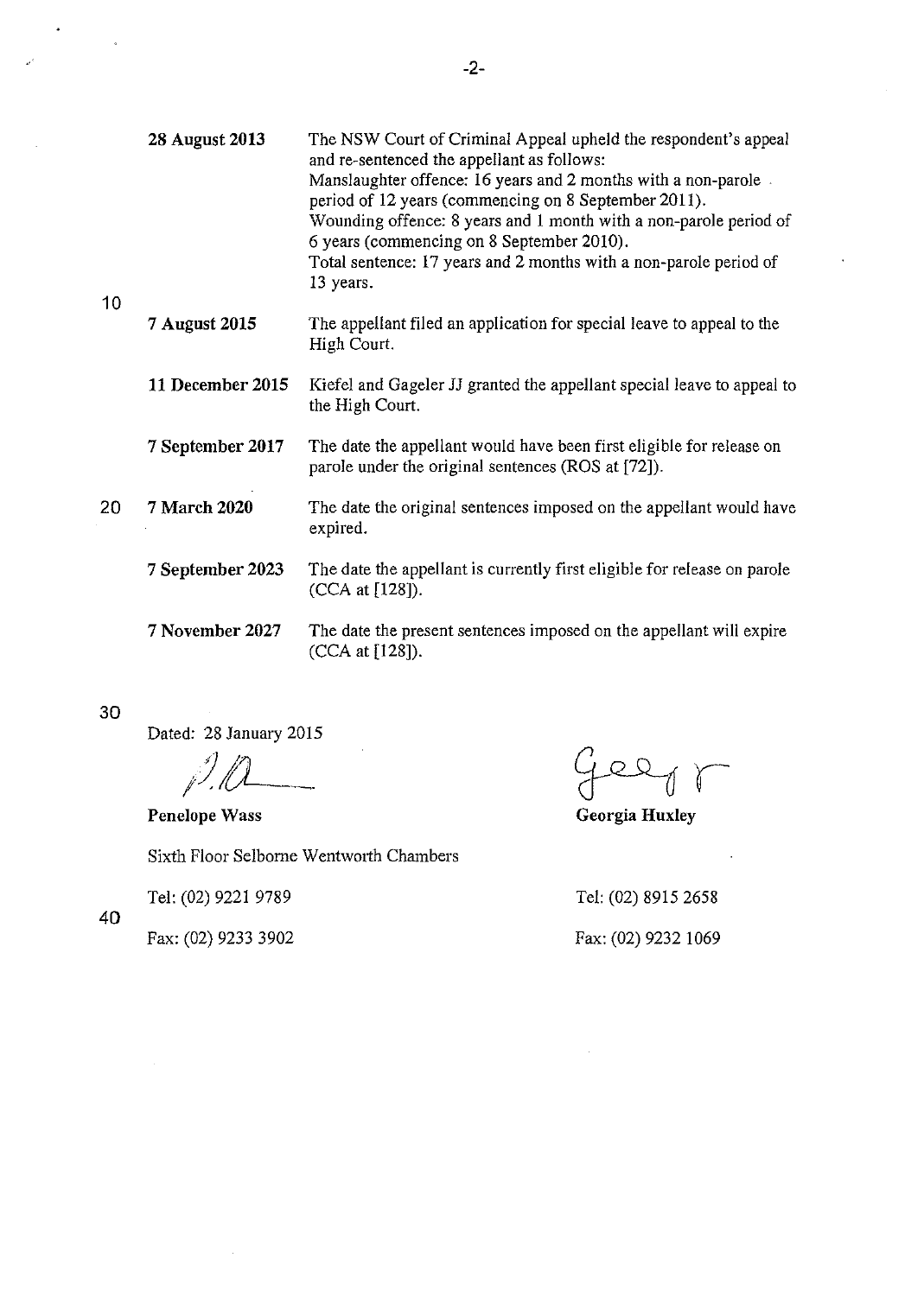| | |
|---|---|
| **28 August 2013** | The NSW Court of Criminal Appeal upheld the respondent's appeal and re-sentenced the appellant as follows:<br>Manslaughter offence: 16 years and 2 months with a non-parole period of 12 years (commencing on 8 September 2011).<br>Wounding offence: 8 years and 1 month with a non-parole period of 6 years (commencing on 8 September 2010).<br>Total sentence: 17 years and 2 months with a non-parole period of 13 years. |
| **7 August 2015** | The appellant filed an application for special leave to appeal to the High Court. |
| **11 December 2015** | Kiefel and Gageler JJ granted the appellant special leave to appeal to the High Court. |
| **7 September 2017** | The date the appellant would have been first eligible for release on parole under the original sentences (ROS at [72]). |
| **7 March 2020** | The date the original sentences imposed on the appellant would have expired. |
| **7 September 2023** | The date the appellant is currently first eligible for release on parole (CCA at [128]). |
| **7 November 2027** | The date the present sentences imposed on the appellant will expire (CCA at [128]). |

Dated: 28 January 2015

**Penelope Wass**

Sixth Floor Selborne Wentworth Chambers

Tel: (02) 9221 9789

Fax: (02) 9233 3902

**Georgia Huxley**

Tel: (02) 8915 2658

Fax: (02) 9232 1069